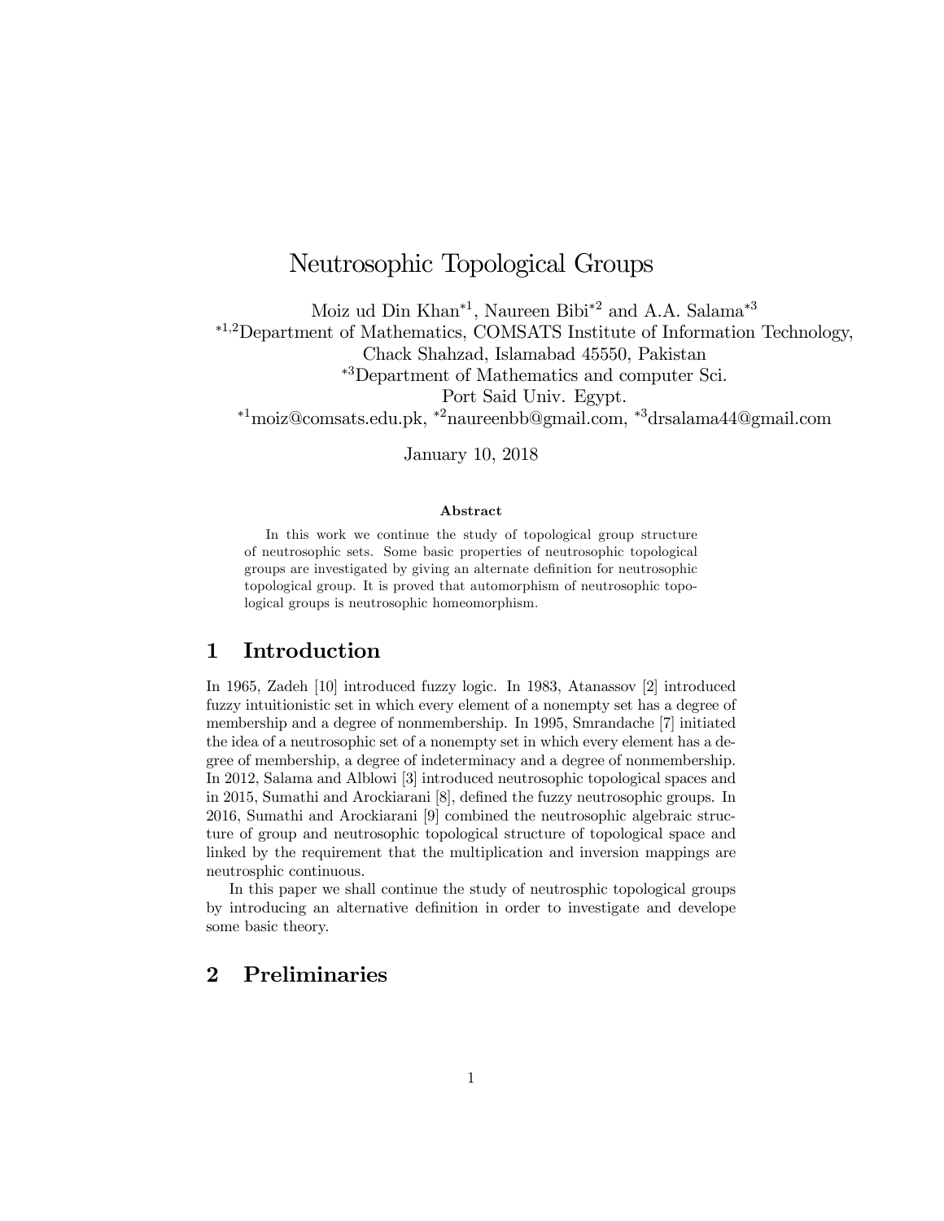# Neutrosophic Topological Groups

Moiz ud Din Khan[*1], Naureen Bibi[*2] and A.A. Salama[*3]

[*1,2]Department of Mathematics, COMSATS Institute of Information Technology, Chack Shahzad, Islamabad 45550, Pakistan

[*3]Department of Mathematics and computer Sci. Port Said Univ. Egypt.

[*1]moiz@comsats.edu.pk, [*2]naureenbb@gmail.com, [*3]drsalama44@gmail.com

January 10, 2018

**Abstract**

In this work we continue the study of topological group structure of neutrosophic sets. Some basic properties of neutrosophic topological groups are investigated by giving an alternate definition for neutrosophic topological group. It is proved that automorphism of neutrosophic topological groups is neutrosophic homeomorphism.

## 1 Introduction

In 1965, Zadeh [10] introduced fuzzy logic. In 1983, Atanassov [2] introduced fuzzy intuitionistic set in which every element of a nonempty set has a degree of membership and a degree of nonmembership. In 1995, Smrandache [7] initiated the idea of a neutrosophic set of a nonempty set in which every element has a degree of membership, a degree of indeterminacy and a degree of nonmembership. In 2012, Salama and Alblowi [3] introduced neutrosophic topological spaces and in 2015, Sumathi and Arockiarani [8], defined the fuzzy neutrosophic groups. In 2016, Sumathi and Arockiarani [9] combined the neutrosophic algebraic structure of group and neutrosophic topological structure of topological space and linked by the requirement that the multiplication and inversion mappings are neutrosphic continuous.

In this paper we shall continue the study of neutrosphic topological groups by introducing an alternative definition in order to investigate and develope some basic theory.

## 2 Preliminaries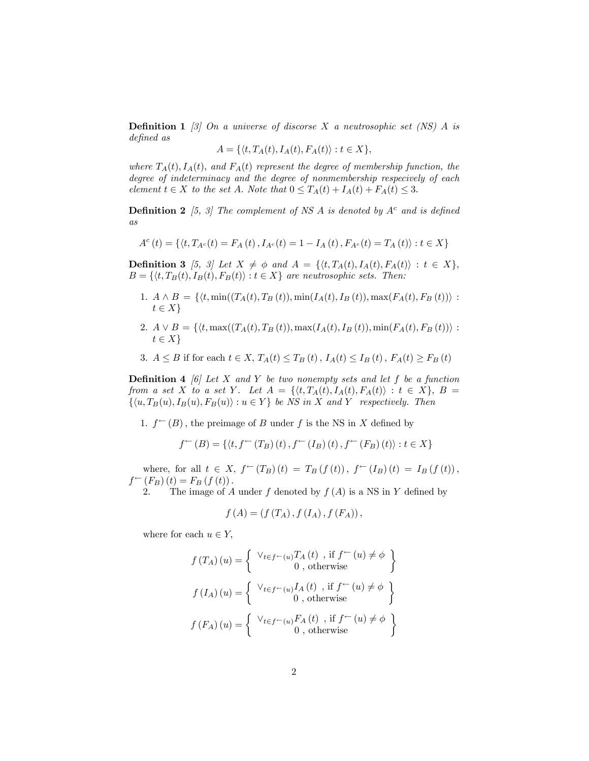**Definition 1** *[3] On a universe of discourse $X$ a neutrosophic set (NS) $A$ is defined as*

$$A = \{\langle t, T_A(t), I_A(t), F_A(t)\rangle : t \in X\},$$

*where $T_A(t), I_A(t)$, and $F_A(t)$ represent the degree of membership function, the degree of indeterminacy and the degree of nonmembership respecively of each element $t \in X$ to the set $A$. Note that $0 \leq T_A(t) + I_A(t) + F_A(t) \leq 3$.*

**Definition 2** *[5, 3] The complement of NS $A$ is denoted by $A^c$ and is defined as*

$$A^c(t) = \{\langle t, T_{A^c}(t) = F_A(t), I_{A^c}(t) = 1 - I_A(t), F_{A^c}(t) = T_A(t)\rangle : t \in X\}$$

**Definition 3** *[5, 3] Let $X \neq \phi$ and $A = \{\langle t, T_A(t), I_A(t), F_A(t)\rangle : t \in X\}$, $B = \{\langle t, T_B(t), I_B(t), F_B(t)\rangle : t \in X\}$ are neutrosophic sets. Then:*

1. $A \wedge B = \{\langle t, \min((T_A(t), T_B(t)), \min(I_A(t), I_B(t)), \max(F_A(t), F_B(t))\rangle : t \in X\}$
2. $A \vee B = \{\langle t, \max((T_A(t), T_B(t)), \max(I_A(t), I_B(t)), \min(F_A(t), F_B(t))\rangle : t \in X\}$
3. $A \leq B$ if for each $t \in X$, $T_A(t) \leq T_B(t)$, $I_A(t) \leq I_B(t)$, $F_A(t) \geq F_B(t)$

**Definition 4** *[6] Let $X$ and $Y$ be two nonempty sets and let $f$ be a function from a set $X$ to a set $Y$. Let $A = \{\langle t, T_A(t), I_A(t), F_A(t)\rangle : t \in X\}$, $B = \{\langle u, T_B(u), I_B(u), F_B(u)\rangle : u \in Y\}$ be NS in $X$ and $Y$ respectively. Then*

1. $f^{\leftarrow}(B)$, the preimage of $B$ under $f$ is the NS in $X$ defined by

$$f^{\leftarrow}(B) = \{\langle t, f^{\leftarrow}(T_B)(t), f^{\leftarrow}(I_B)(t), f^{\leftarrow}(F_B)(t)\rangle : t \in X\}$$

where, for all $t \in X$, $f^{\leftarrow}(T_B)(t) = T_B(f(t))$, $f^{\leftarrow}(I_B)(t) = I_B(f(t))$, $f^{\leftarrow}(F_B)(t) = F_B(f(t))$.

2. The image of $A$ under $f$ denoted by $f(A)$ is a NS in $Y$ defined by

$$f(A) = (f(T_A), f(I_A), f(F_A)),$$

where for each $u \in Y$,

$$f(T_A)(u) = \left\{ \begin{array}{c} \vee_{t \in f^{\leftarrow}(u)} T_A(t) \text{ , if } f^{\leftarrow}(u) \neq \phi \\ 0 \text{ , otherwise} \end{array} \right\}$$

$$f(I_A)(u) = \left\{ \begin{array}{c} \vee_{t \in f^{\leftarrow}(u)} I_A(t) \text{ , if } f^{\leftarrow}(u) \neq \phi \\ 0 \text{ , otherwise} \end{array} \right\}$$

$$f(F_A)(u) = \left\{ \begin{array}{c} \vee_{t \in f^{\leftarrow}(u)} F_A(t) \text{ , if } f^{\leftarrow}(u) \neq \phi \\ 0 \text{ , otherwise} \end{array} \right\}$$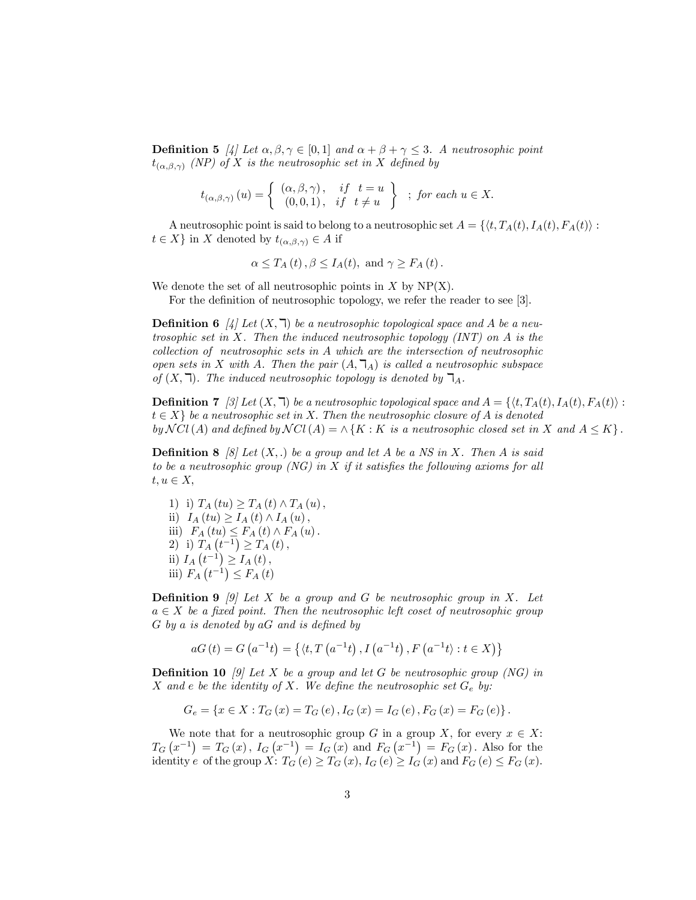**Definition 5** *[4] Let $\alpha, \beta, \gamma \in [0,1]$ and $\alpha + \beta + \gamma \leq 3$. A neutrosophic point $t_{(\alpha,\beta,\gamma)}$ (NP) of $X$ is the neutrosophic set in $X$ defined by*

$$t_{(\alpha,\beta,\gamma)}(u) = \left\{ \begin{array}{ll} (\alpha,\beta,\gamma), & if \quad t = u \\ (0,0,1), & if \quad t \neq u \end{array} \right\} \quad ; \textit{ for each } u \in X.$$

A neutrosophic point is said to belong to a neutrosophic set $A = \{\langle t, T_A(t), I_A(t), F_A(t)\rangle : t \in X\}$ in $X$ denoted by $t_{(\alpha,\beta,\gamma)} \in A$ if

$$\alpha \leq T_A(t), \beta \leq I_A(t), \text{ and } \gamma \geq F_A(t).$$

We denote the set of all neutrosophic points in X by NP(X).

For the definition of neutrosophic topology, we refer the reader to see [3].

**Definition 6** *[4] Let $(X, \urcorner)$ be a neutrosophic topological space and $A$ be a neutrosophic set in $X$. Then the induced neutrosophic topology (INT) on $A$ is the collection of neutrosophic sets in $A$ which are the intersection of neutrosophic open sets in $X$ with $A$. Then the pair $(A, \urcorner_A)$ is called a neutrosophic subspace of $(X, \urcorner)$. The induced neutrosophic topology is denoted by $\urcorner_A$.*

**Definition 7** *[3] Let $(X, \urcorner)$ be a neutrosophic topological space and $A = \{\langle t, T_A(t), I_A(t), F_A(t)\rangle : t \in X\}$ be a neutrosophic set in $X$. Then the neutrosophic closure of $A$ is denoted by $\mathcal{N}Cl(A)$ and defined by $\mathcal{N}Cl(A) = \wedge\{K : K$ is a neutrosophic closed set in $X$ and $A \leq K\}$.*

**Definition 8** *[8] Let $(X, .)$ be a group and let $A$ be a NS in $X$. Then $A$ is said to be a neutrosophic group (NG) in $X$ if it satisfies the following axioms for all $t, u \in X$,*

1) i) $T_A(tu) \geq T_A(t) \wedge T_A(u)$,
ii) $I_A(tu) \geq I_A(t) \wedge I_A(u)$,
iii) $F_A(tu) \leq F_A(t) \wedge F_A(u)$.
2) i) $T_A(t^{-1}) \geq T_A(t)$,
ii) $I_A(t^{-1}) \geq I_A(t)$,
iii) $F_A(t^{-1}) \leq F_A(t)$

**Definition 9** *[9] Let $X$ be a group and $G$ be neutrosophic group in $X$. Let $a \in X$ be a fixed point. Then the neutrosophic left coset of neutrosophic group $G$ by $a$ is denoted by $aG$ and is defined by*

$$aG(t) = G(a^{-1}t) = \{\langle t, T(a^{-1}t), I(a^{-1}t), F(a^{-1}t\rangle : t \in X)\}$$

**Definition 10** *[9] Let $X$ be a group and let $G$ be neutrosophic group (NG) in $X$ and $e$ be the identity of $X$. We define the neutrosophic set $G_e$ by:*

$$G_e = \{x \in X : T_G(x) = T_G(e), I_G(x) = I_G(e), F_G(x) = F_G(e)\}.$$

We note that for a neutrosophic group $G$ in a group $X$, for every $x \in X$: $T_G(x^{-1}) = T_G(x)$, $I_G(x^{-1}) = I_G(x)$ and $F_G(x^{-1}) = F_G(x)$. Also for the identity $e$ of the group $X$: $T_G(e) \geq T_G(x)$, $I_G(e) \geq I_G(x)$ and $F_G(e) \leq F_G(x)$.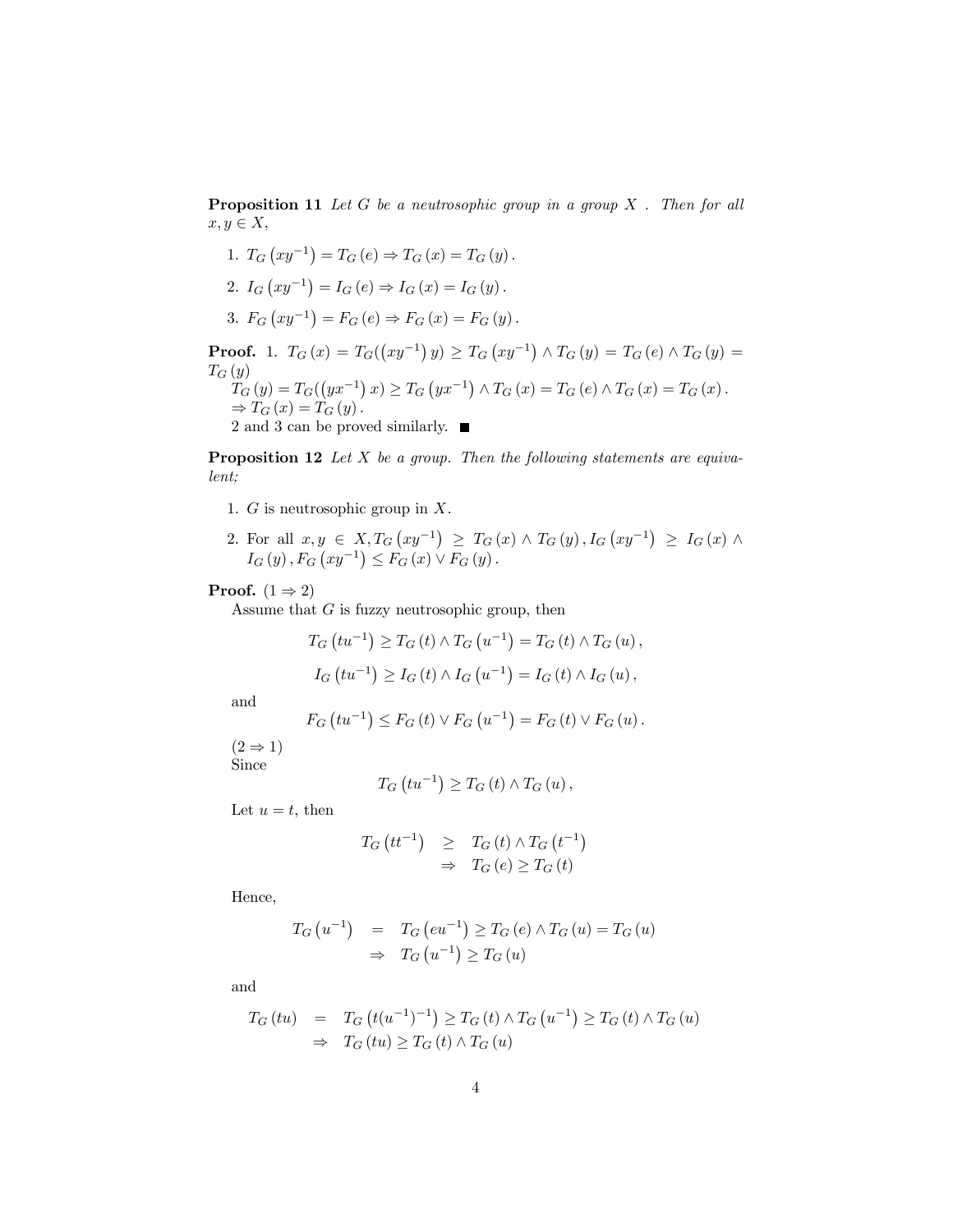**Proposition 11** *Let $G$ be a neutrosophic group in a group $X$ . Then for all $x, y \in X$,*

1. $T_G\left(xy^{-1}\right) = T_G\left(e\right) \Rightarrow T_G\left(x\right) = T_G\left(y\right).$
2. $I_G\left(xy^{-1}\right) = I_G\left(e\right) \Rightarrow I_G\left(x\right) = I_G\left(y\right).$
3. $F_G\left(xy^{-1}\right) = F_G\left(e\right) \Rightarrow F_G\left(x\right) = F_G\left(y\right).$

**Proof.** 1. $T_G\left(x\right) = T_G(\left(xy^{-1}\right)y) \geq T_G\left(xy^{-1}\right) \wedge T_G\left(y\right) = T_G\left(e\right) \wedge T_G\left(y\right) = T_G\left(y\right)$

$T_G\left(y\right) = T_G(\left(yx^{-1}\right)x) \geq T_G\left(yx^{-1}\right) \wedge T_G\left(x\right) = T_G\left(e\right) \wedge T_G\left(x\right) = T_G\left(x\right).$

$\Rightarrow T_G\left(x\right) = T_G\left(y\right).$

2 and 3 can be proved similarly. ■

**Proposition 12** *Let $X$ be a group. Then the following statements are equivalent;*

1. $G$ is neutrosophic group in $X$.
2. For all $x, y \in X, T_G\left(xy^{-1}\right) \geq T_G\left(x\right) \wedge T_G\left(y\right), I_G\left(xy^{-1}\right) \geq I_G\left(x\right) \wedge I_G\left(y\right), F_G\left(xy^{-1}\right) \leq F_G\left(x\right) \vee F_G\left(y\right).$

**Proof.** $(1 \Rightarrow 2)$

Assume that $G$ is fuzzy neutrosophic group, then

$$T_G\left(tu^{-1}\right) \geq T_G\left(t\right) \wedge T_G\left(u^{-1}\right) = T_G\left(t\right) \wedge T_G\left(u\right),$$

$$I_G\left(tu^{-1}\right) \geq I_G\left(t\right) \wedge I_G\left(u^{-1}\right) = I_G\left(t\right) \wedge I_G\left(u\right),$$

and

$$F_G\left(tu^{-1}\right) \leq F_G\left(t\right) \vee F_G\left(u^{-1}\right) = F_G\left(t\right) \vee F_G\left(u\right).$$

$(2 \Rightarrow 1)$

Since

$$T_G\left(tu^{-1}\right) \geq T_G\left(t\right) \wedge T_G\left(u\right),$$

Let $u = t$, then

$$\begin{aligned} T_G\left(tt^{-1}\right) &\geq T_G\left(t\right) \wedge T_G\left(t^{-1}\right) \\ &\Rightarrow T_G\left(e\right) \geq T_G\left(t\right) \end{aligned}$$

Hence,

$$\begin{aligned} T_G\left(u^{-1}\right) &= T_G\left(eu^{-1}\right) \geq T_G\left(e\right) \wedge T_G\left(u\right) = T_G\left(u\right) \\ &\Rightarrow T_G\left(u^{-1}\right) \geq T_G\left(u\right) \end{aligned}$$

and

$$\begin{aligned} T_G\left(tu\right) &= T_G\left(t(u^{-1})^{-1}\right) \geq T_G\left(t\right) \wedge T_G\left(u^{-1}\right) \geq T_G\left(t\right) \wedge T_G\left(u\right) \\ &\Rightarrow T_G\left(tu\right) \geq T_G\left(t\right) \wedge T_G\left(u\right) \end{aligned}$$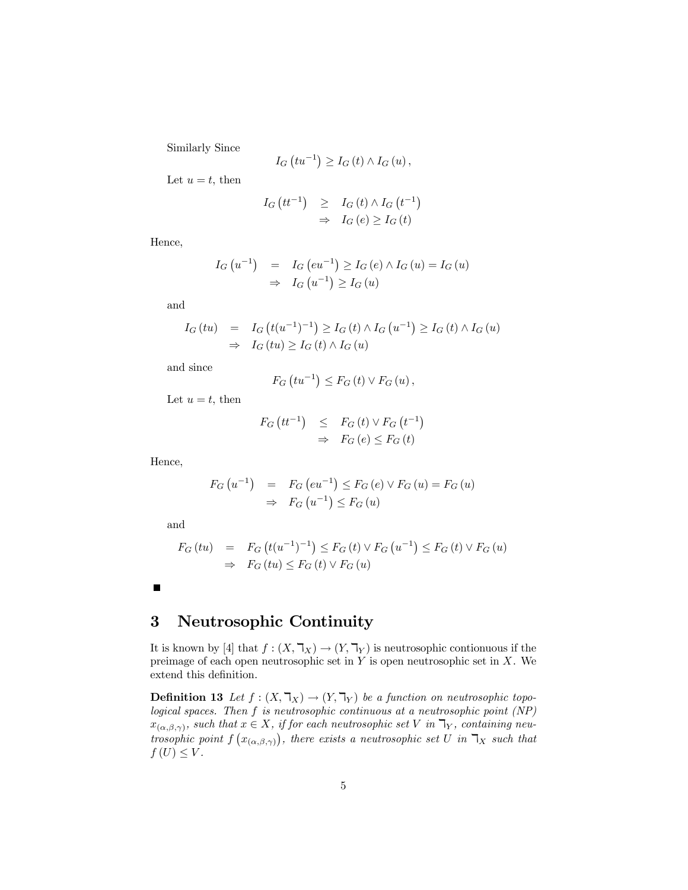Similarly Since

$$I_G\left(tu^{-1}\right) \geq I_G(t) \wedge I_G(u),$$

Let $u = t$, then

$$\begin{aligned} I_G\left(tt^{-1}\right) &\geq I_G(t) \wedge I_G\left(t^{-1}\right) \\ &\Rightarrow I_G(e) \geq I_G(t) \end{aligned}$$

Hence,

$$\begin{aligned} I_G\left(u^{-1}\right) &= I_G\left(eu^{-1}\right) \geq I_G(e) \wedge I_G(u) = I_G(u) \\ &\Rightarrow I_G\left(u^{-1}\right) \geq I_G(u) \end{aligned}$$

and

$$\begin{aligned} I_G(tu) &= I_G\left(t(u^{-1})^{-1}\right) \geq I_G(t) \wedge I_G\left(u^{-1}\right) \geq I_G(t) \wedge I_G(u) \\ &\Rightarrow I_G(tu) \geq I_G(t) \wedge I_G(u) \end{aligned}$$

and since

$$F_G\left(tu^{-1}\right) \leq F_G(t) \vee F_G(u),$$

Let $u = t$, then

$$\begin{aligned} F_G\left(tt^{-1}\right) &\leq F_G(t) \vee F_G\left(t^{-1}\right) \\ &\Rightarrow F_G(e) \leq F_G(t) \end{aligned}$$

Hence,

$$\begin{aligned} F_G\left(u^{-1}\right) &= F_G\left(eu^{-1}\right) \leq F_G(e) \vee F_G(u) = F_G(u) \\ &\Rightarrow F_G\left(u^{-1}\right) \leq F_G(u) \end{aligned}$$

and

$$\begin{aligned} F_G(tu) &= F_G\left(t(u^{-1})^{-1}\right) \leq F_G(t) \vee F_G\left(u^{-1}\right) \leq F_G(t) \vee F_G(u) \\ &\Rightarrow F_G(tu) \leq F_G(t) \vee F_G(u) \end{aligned}$$

■

# 3 Neutrosophic Continuity

It is known by [4] that $f : (X, \urcorner_X) \to (Y, \urcorner_Y)$ is neutrosophic contionuous if the preimage of each open neutrosophic set in $Y$ is open neutrosophic set in $X$. We extend this definition.

**Definition 13** *Let $f : (X, \urcorner_X) \to (Y, \urcorner_Y)$ be a function on neutrosophic topological spaces. Then $f$ is neutrosophic continuous at a neutrosophic point (NP) $x_{(\alpha,\beta,\gamma)}$, such that $x \in X$, if for each neutrosophic set $V$ in $\urcorner_Y$, containing neutrosophic point $f\left(x_{(\alpha,\beta,\gamma)}\right)$, there exists a neutrosophic set $U$ in $\urcorner_X$ such that $f(U) \leq V$.*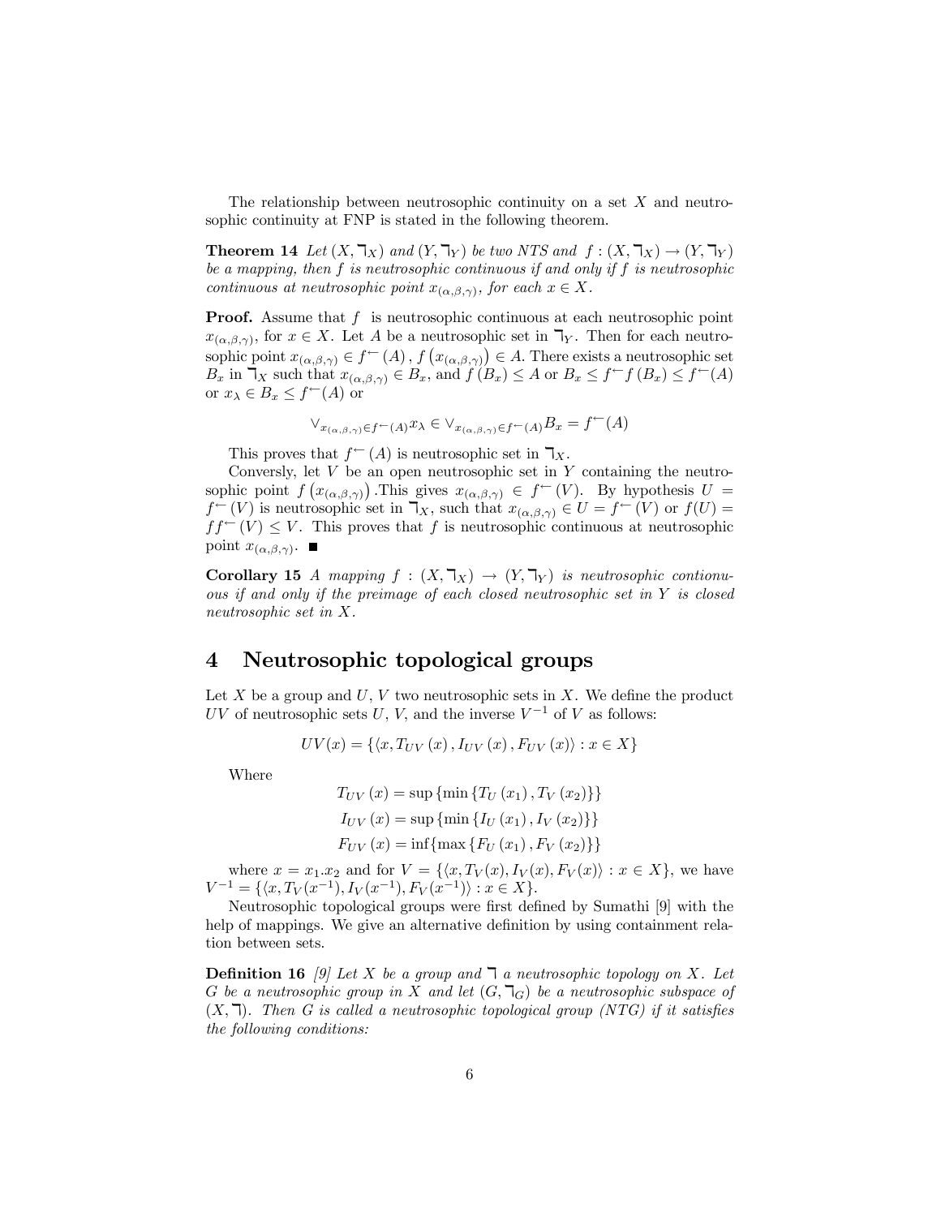The relationship between neutrosophic continuity on a set $X$ and neutrosophic continuity at FNP is stated in the following theorem.

**Theorem 14** *Let $(X, \daleth_X)$ and $(Y, \daleth_Y)$ be two NTS and $f : (X, \daleth_X) \to (Y, \daleth_Y)$ be a mapping, then $f$ is neutrosophic continuous if and only if $f$ is neutrosophic continuous at neutrosophic point $x_{(\alpha,\beta,\gamma)}$, for each $x \in X$.*

**Proof.** Assume that $f$ is neutrosophic continuous at each neutrosophic point $x_{(\alpha,\beta,\gamma)}$, for $x \in X$. Let $A$ be a neutrosophic set in $\daleth_Y$. Then for each neutrosophic point $x_{(\alpha,\beta,\gamma)} \in f^{\leftarrow}(A)$, $f\left(x_{(\alpha,\beta,\gamma)}\right) \in A$. There exists a neutrosophic set $B_x$ in $\daleth_X$ such that $x_{(\alpha,\beta,\gamma)} \in B_x$, and $f(B_x) \leq A$ or $B_x \leq f^{\leftarrow} f(B_x) \leq f^{\leftarrow}(A)$ or $x_\lambda \in B_x \leq f^{\leftarrow}(A)$ or

$$\vee_{x_{(\alpha,\beta,\gamma)} \in f^{\leftarrow}(A)} x_\lambda \in \vee_{x_{(\alpha,\beta,\gamma)} \in f^{\leftarrow}(A)} B_x = f^{\leftarrow}(A)$$

This proves that $f^{\leftarrow}(A)$ is neutrosophic set in $\daleth_X$.

Conversely, let $V$ be an open neutrosophic set in $Y$ containing the neutrosophic point $f\left(x_{(\alpha,\beta,\gamma)}\right)$ .This gives $x_{(\alpha,\beta,\gamma)} \in f^{\leftarrow}(V)$. By hypothesis $U = f^{\leftarrow}(V)$ is neutrosophic set in $\daleth_X$, such that $x_{(\alpha,\beta,\gamma)} \in U = f^{\leftarrow}(V)$ or $f(U) = ff^{\leftarrow}(V) \leq V$. This proves that $f$ is neutrosophic continuous at neutrosophic point $x_{(\alpha,\beta,\gamma)}$. ■

**Corollary 15** *A mapping $f : (X, \daleth_X) \to (Y, \daleth_Y)$ is neutrosophic contionuous if and only if the preimage of each closed neutrosophic set in $Y$ is closed neutrosophic set in $X$.*

# 4 Neutrosophic topological groups

Let $X$ be a group and $U$, $V$ two neutrosophic sets in $X$. We define the product $UV$ of neutrosophic sets $U$, $V$, and the inverse $V^{-1}$ of $V$ as follows:

$$UV(x) = \{\langle x, T_{UV}(x), I_{UV}(x), F_{UV}(x)\rangle : x \in X\}$$

Where

$$T_{UV}(x) = \sup\{\min\{T_U(x_1), T_V(x_2)\}\}$$
$$I_{UV}(x) = \sup\{\min\{I_U(x_1), I_V(x_2)\}\}$$
$$F_{UV}(x) = \inf\{\max\{F_U(x_1), F_V(x_2)\}\}$$

where $x = x_1.x_2$ and for $V = \{\langle x, T_V(x), I_V(x), F_V(x)\rangle : x \in X\}$, we have $V^{-1} = \{\langle x, T_V(x^{-1}), I_V(x^{-1}), F_V(x^{-1})\rangle : x \in X\}$.

Neutrosophic topological groups were first defined by Sumathi [9] with the help of mappings. We give an alternative definition by using containment relation between sets.

**Definition 16** *[9] Let $X$ be a group and $\daleth$ a neutrosophic topology on $X$. Let $G$ be a neutrosophic group in $X$ and let $(G, \daleth_G)$ be a neutrosophic subspace of $(X, \daleth)$. Then $G$ is called a neutrosophic topological group (NTG) if it satisfies the following conditions:*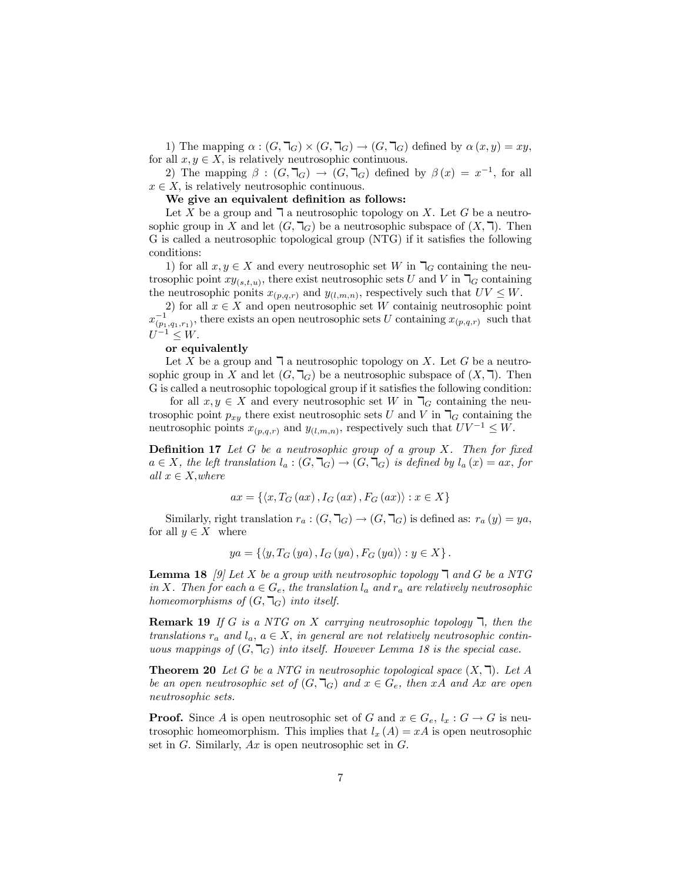1) The mapping $\alpha : (G, \urcorner_G) \times (G, \urcorner_G) \to (G, \urcorner_G)$ defined by $\alpha(x, y) = xy$, for all $x, y \in X$, is relatively neutrosophic continuous.

2) The mapping $\beta : (G, \urcorner_G) \to (G, \urcorner_G)$ defined by $\beta(x) = x^{-1}$, for all $x \in X$, is relatively neutrosophic continuous.

**We give an equivalent definition as follows:**

Let $X$ be a group and $\urcorner$ a neutrosophic topology on $X$. Let $G$ be a neutrosophic group in $X$ and let $(G, \urcorner_G)$ be a neutrosophic subspace of $(X, \urcorner)$. Then G is called a neutrosophic topological group (NTG) if it satisfies the following conditions:

1) for all $x, y \in X$ and every neutrosophic set $W$ in $\urcorner_G$ containing the neutrosophic point $xy_{(s,t,u)}$, there exist neutrosophic sets $U$ and $V$ in $\urcorner_G$ containing the neutrosophic ponits $x_{(p,q,r)}$ and $y_{(l,m,n)}$, respectively such that $UV \leq W$.

2) for all $x \in X$ and open neutrosophic set $W$ containig neutrosophic point $x^{-1}_{(p_1,q_1,r_1)}$, there exists an open neutrosophic sets $U$ containing $x_{(p,q,r)}$ such that $U^{-1} \leq W$.

**or equivalently**

Let $X$ be a group and $\urcorner$ a neutrosophic topology on $X$. Let $G$ be a neutrosophic group in $X$ and let $(G, \urcorner_G)$ be a neutrosophic subspace of $(X, \urcorner)$. Then G is called a neutrosophic topological group if it satisfies the following condition:

for all $x, y \in X$ and every neutrosophic set $W$ in $\urcorner_G$ containing the neutrosophic point $p_{xy}$ there exist neutrosophic sets $U$ and $V$ in $\urcorner_G$ containing the neutrosophic points $x_{(p,q,r)}$ and $y_{(l,m,n)}$, respectively such that $UV^{-1} \leq W$.

**Definition 17** *Let $G$ be a neutrosophic group of a group $X$. Then for fixed $a \in X$, the left translation $l_a : (G, \urcorner_G) \to (G, \urcorner_G)$ is defined by $l_a(x) = ax$, for all $x \in X$,where*

$$ax = \{\langle x, T_G(ax), I_G(ax), F_G(ax)\rangle : x \in X\}$$

Similarly, right translation $r_a : (G, \urcorner_G) \to (G, \urcorner_G)$ is defined as: $r_a(y) = ya$, for all $y \in X$ where

$$ya = \{\langle y, T_G(ya), I_G(ya), F_G(ya)\rangle : y \in X\}.$$

**Lemma 18** *[9] Let $X$ be a group with neutrosophic topology $\urcorner$ and $G$ be a NTG in $X$. Then for each $a \in G_e$, the translation $l_a$ and $r_a$ are relatively neutrosophic homeomorphisms of $(G, \urcorner_G)$ into itself.*

**Remark 19** *If $G$ is a NTG on $X$ carrying neutrosophic topology $\urcorner$, then the translations $r_a$ and $l_a$, $a \in X$, in general are not relatively neutrosophic continuous mappings of $(G, \urcorner_G)$ into itself. However Lemma 18 is the special case.*

**Theorem 20** *Let $G$ be a NTG in neutrosophic topological space $(X, \urcorner)$. Let $A$ be an open neutrosophic set of $(G, \urcorner_G)$ and $x \in G_e$, then $xA$ and $Ax$ are open neutrosophic sets.*

**Proof.** Since $A$ is open neutrosophic set of $G$ and $x \in G_e$, $l_x : G \to G$ is neutrosophic homeomorphism. This implies that $l_x(A) = xA$ is open neutrosophic set in $G$. Similarly, $Ax$ is open neutrosophic set in $G$.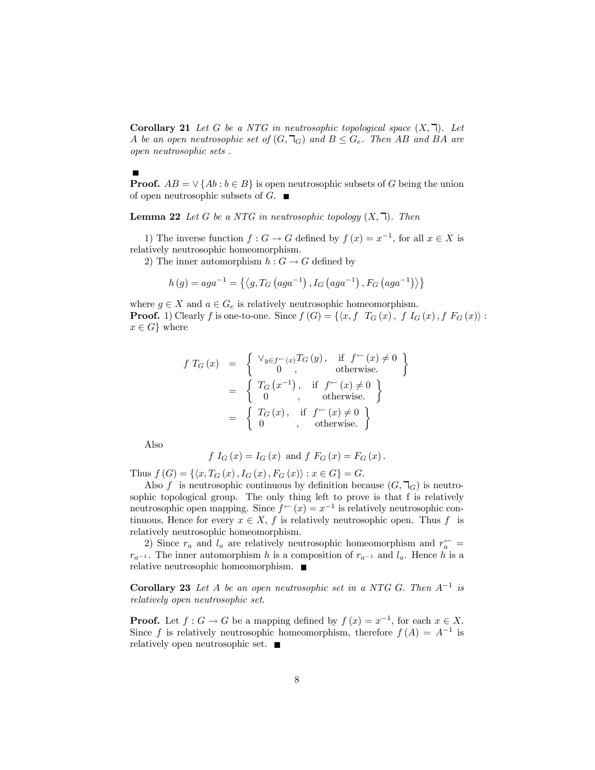**Corollary 21** *Let $G$ be a NTG in neutrosophic topological space $(X, \urcorner)$. Let $A$ be an open neutrosophic set of $(G, \urcorner_G)$ and $B \leq G_e$. Then $AB$ and $BA$ are open neutrosophic sets .*

■

**Proof.** $AB = \vee \{Ab : b \in B\}$ is open neutrosophic subsets of $G$ being the union of open neutrosophic subsets of $G$. ■

**Lemma 22** *Let $G$ be a NTG in neutrosophic topology $(X, \urcorner)$. Then*

1) The inverse function $f : G \to G$ defined by $f(x) = x^{-1}$, for all $x \in X$ is relatively neutrosophic homeomorphism.

2) The inner automorphism $h : G \to G$ defined by

$$h(g) = aga^{-1} = \left\{ \left\langle g, T_G\left(aga^{-1}\right), I_G\left(aga^{-1}\right), F_G\left(aga^{-1}\right) \right\rangle \right\}$$

where $g \in X$ and $a \in G_e$ is relatively neutrosophic homeomorphism.

**Proof.** 1) Clearly $f$ is one-to-one. Since $f(G) = \{\langle x, f \ \ T_G(x), \ f \ I_G(x), f \ F_G(x) \rangle : x \in G\}$ where

$$\begin{aligned}
f \ T_G(x) &= \left\{ \begin{array}{cc} \vee_{y \in f^{\leftarrow}(x)} T_G(y), & \text{if } f^{\leftarrow}(x) \neq 0 \\ 0 \quad , & \text{otherwise.} \end{array} \right\} \\
&= \left\{ \begin{array}{cc} T_G\left(x^{-1}\right), & \text{if } f^{\leftarrow}(x) \neq 0 \\ 0 \quad\quad , & \text{otherwise.} \end{array} \right\} \\
&= \left\{ \begin{array}{cc} T_G(x), & \text{if } f^{\leftarrow}(x) \neq 0 \\ 0 \quad\quad , & \text{otherwise.} \end{array} \right\}
\end{aligned}$$

Also

$$f \ I_G(x) = I_G(x) \text{ and } f \ F_G(x) = F_G(x).$$

Thus $f(G) = \{\langle x, T_G(x), I_G(x), F_G(x) \rangle : x \in G\} = G$.

Also $f$ is neutrosophic continuous by definition because $(G, \urcorner_G)$ is neutrosophic topological group. The only thing left to prove is that f is relatively neutrosophic open mapping. Since $f^{\leftarrow}(x) = x^{-1}$ is relatively neutrosophic continuous, Hence for every $x \in X$, $f$ is relatively neutrosophic open. Thus $f$ is relatively neutrosophic homeomorphism.

2) Since $r_a$ and $l_a$ are relatively neutrosophic homeomorphism and $r_a^{\leftarrow} = r_{a^{-1}}$. The inner automorphism $h$ is a composition of $r_{a^{-1}}$ and $l_a$. Hence $h$ is a relative neutrosophic homeomorphism. ■

**Corollary 23** *Let $A$ be an open neutrosophic set in a NTG $G$. Then $A^{-1}$ is relatively open neutrosophic set.*

**Proof.** Let $f : G \to G$ be a mapping defined by $f(x) = x^{-1}$, for each $x \in X$. Since $f$ is relatively neutrosophic homeomorphism, therefore $f(A) = A^{-1}$ is relatively open neutrosophic set. ■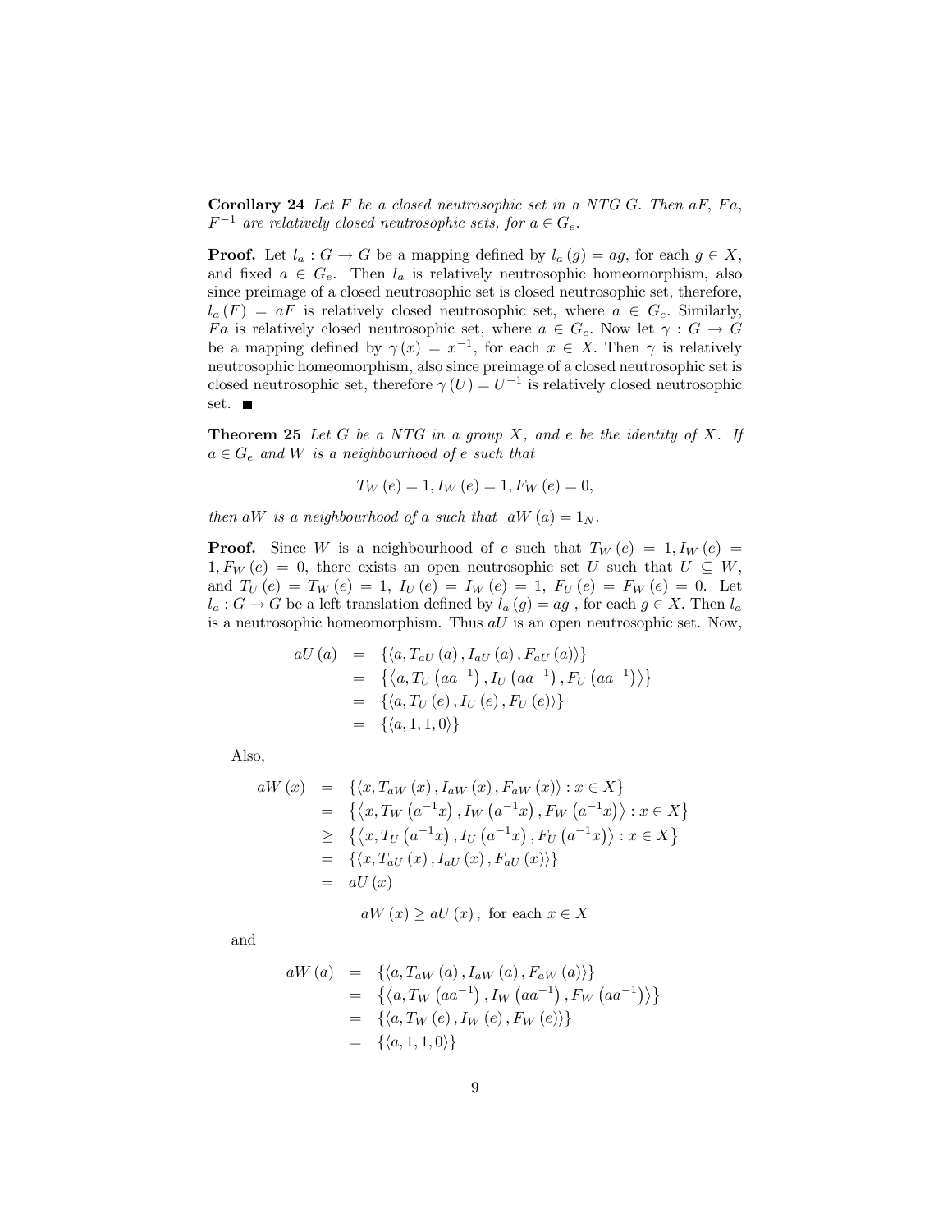**Corollary 24** *Let $F$ be a closed neutrosophic set in a NTG $G$. Then $aF$, $Fa$, $F^{-1}$ are relatively closed neutrosophic sets, for $a \in G_e$.*

**Proof.** Let $l_a : G \to G$ be a mapping defined by $l_a(g) = ag$, for each $g \in X$, and fixed $a \in G_e$. Then $l_a$ is relatively neutrosophic homeomorphism, also since preimage of a closed neutrosophic set is closed neutrosophic set, therefore, $l_a(F) = aF$ is relatively closed neutrosophic set, where $a \in G_e$. Similarly, $Fa$ is relatively closed neutrosophic set, where $a \in G_e$. Now let $\gamma : G \to G$ be a mapping defined by $\gamma(x) = x^{-1}$, for each $x \in X$. Then $\gamma$ is relatively neutrosophic homeomorphism, also since preimage of a closed neutrosophic set is closed neutrosophic set, therefore $\gamma(U) = U^{-1}$ is relatively closed neutrosophic set. ■

**Theorem 25** *Let $G$ be a NTG in a group $X$, and $e$ be the identity of $X$. If $a \in G_e$ and $W$ is a neighbourhood of $e$ such that*

$$T_W(e) = 1, I_W(e) = 1, F_W(e) = 0,$$

*then $aW$ is a neighbourhood of $a$ such that $aW(a) = 1_N$.*

**Proof.** Since $W$ is a neighbourhood of $e$ such that $T_W(e) = 1, I_W(e) = 1, F_W(e) = 0$, there exists an open neutrosophic set $U$ such that $U \subseteq W$, and $T_U(e) = T_W(e) = 1$, $I_U(e) = I_W(e) = 1$, $F_U(e) = F_W(e) = 0$. Let $l_a : G \to G$ be a left translation defined by $l_a(g) = ag$, for each $g \in X$. Then $l_a$ is a neutrosophic homeomorphism. Thus $aU$ is an open neutrosophic set. Now,

$$\begin{aligned}
aU(a) &= \{\langle a, T_{aU}(a), I_{aU}(a), F_{aU}(a)\rangle\} \\
&= \{\langle a, T_U(aa^{-1}), I_U(aa^{-1}), F_U(aa^{-1})\rangle\} \\
&= \{\langle a, T_U(e), I_U(e), F_U(e)\rangle\} \\
&= \{\langle a, 1, 1, 0\rangle\}
\end{aligned}$$

Also,

$$\begin{aligned}
aW(x) &= \{\langle x, T_{aW}(x), I_{aW}(x), F_{aW}(x)\rangle : x \in X\} \\
&= \{\langle x, T_W(a^{-1}x), I_W(a^{-1}x), F_W(a^{-1}x)\rangle : x \in X\} \\
&\geq \{\langle x, T_U(a^{-1}x), I_U(a^{-1}x), F_U(a^{-1}x)\rangle : x \in X\} \\
&= \{\langle x, T_{aU}(x), I_{aU}(x), F_{aU}(x)\rangle\} \\
&= aU(x)
\end{aligned}$$

$$aW(x) \geq aU(x), \text{ for each } x \in X$$

and

$$\begin{aligned}
aW(a) &= \{\langle a, T_{aW}(a), I_{aW}(a), F_{aW}(a)\rangle\} \\
&= \{\langle a, T_W(aa^{-1}), I_W(aa^{-1}), F_W(aa^{-1})\rangle\} \\
&= \{\langle a, T_W(e), I_W(e), F_W(e)\rangle\} \\
&= \{\langle a, 1, 1, 0\rangle\}
\end{aligned}$$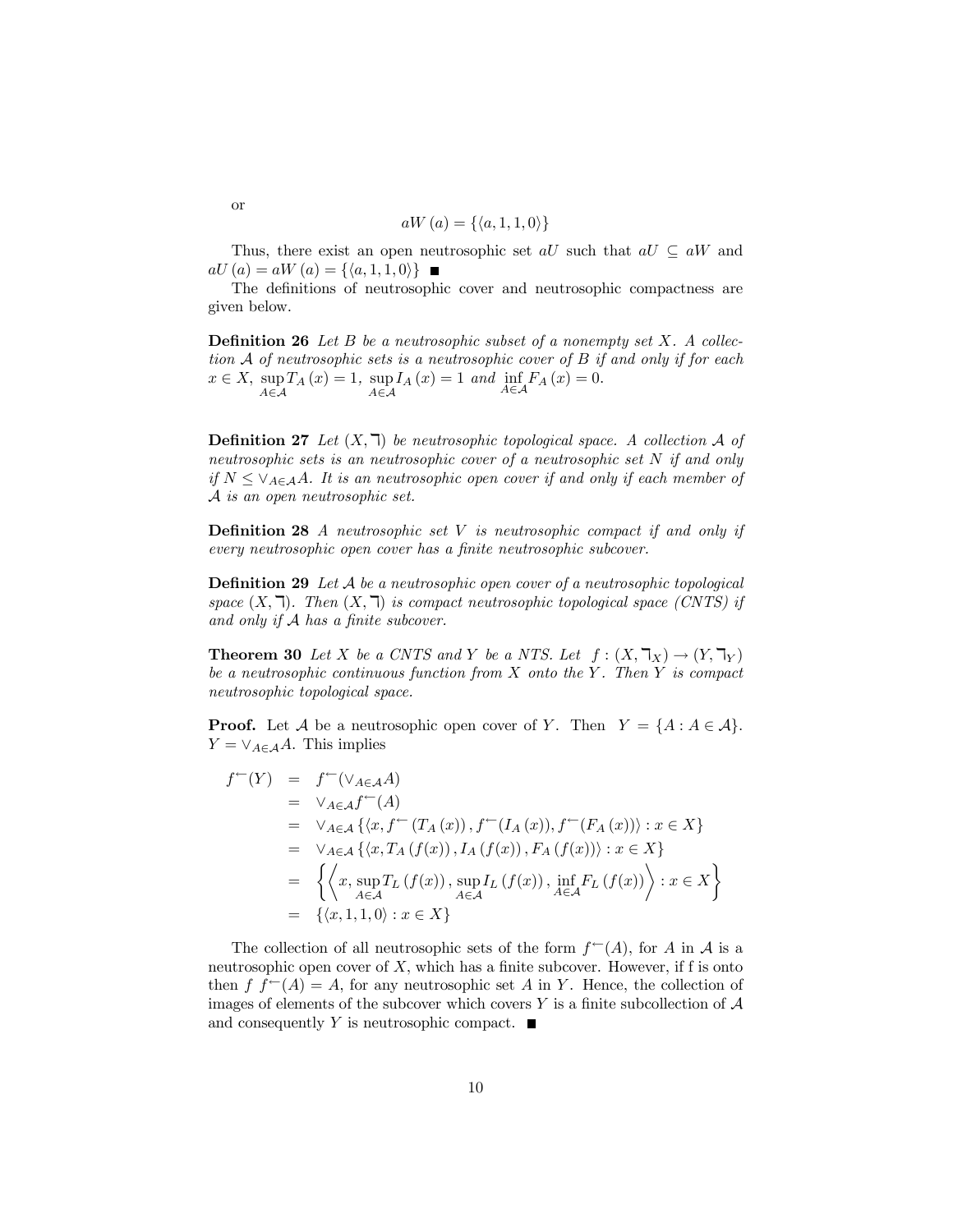or

$$aW\left(a\right)=\left\{\left\langle a,1,1,0\right\rangle\right\}$$

Thus, there exist an open neutrosophic set $aU$ such that $aU\subseteq aW$ and $aU\left(a\right)=aW\left(a\right)=\left\{\left\langle a,1,1,0\right\rangle\right\}$ ■

The definitions of neutrosophic cover and neutrosophic compactness are given below.

**Definition 26** *Let $B$ be a neutrosophic subset of a nonempty set $X$. A collection $\mathcal{A}$ of neutrosophic sets is a neutrosophic cover of $B$ if and only if for each $x\in X$, $\sup\limits_{A\in\mathcal{A}}T_A\left(x\right)=1$, $\sup\limits_{A\in\mathcal{A}}I_A\left(x\right)=1$ and $\inf\limits_{A\in\mathcal{A}}F_A\left(x\right)=0$.*

**Definition 27** *Let $(X,\urcorner)$ be neutrosophic topological space. A collection $\mathcal{A}$ of neutrosophic sets is an neutrosophic cover of a neutrosophic set $N$ if and only if $N\leq\vee_{A\in\mathcal{A}}A$. It is an neutrosophic open cover if and only if each member of $\mathcal{A}$ is an open neutrosophic set.*

**Definition 28** *A neutrosophic set $V$ is neutrosophic compact if and only if every neutrosophic open cover has a finite neutrosophic subcover.*

**Definition 29** *Let $\mathcal{A}$ be a neutrosophic open cover of a neutrosophic topological space $(X,\urcorner)$. Then $(X,\urcorner)$ is compact neutrosophic topological space (CNTS) if and only if $\mathcal{A}$ has a finite subcover.*

**Theorem 30** *Let $X$ be a CNTS and $Y$ be a NTS. Let $f:(X,\urcorner_X)\rightarrow(Y,\urcorner_Y)$ be a neutrosophic continuous function from $X$ onto the $Y$. Then $Y$ is compact neutrosophic topological space.*

**Proof.** Let $\mathcal{A}$ be a neutrosophic open cover of $Y$. Then $Y=\{A:A\in\mathcal{A}\}$. $Y=\vee_{A\in\mathcal{A}}A$. This implies

$$\begin{aligned}
f^{\leftarrow}(Y) &= f^{\leftarrow}(\vee_{A\in\mathcal{A}}A)\\
&= \vee_{A\in\mathcal{A}}f^{\leftarrow}(A)\\
&= \vee_{A\in\mathcal{A}}\left\{\left\langle x,f^{\leftarrow}\left(T_A\left(x\right)\right),f^{\leftarrow}(I_A\left(x\right)),f^{\leftarrow}(F_A\left(x\right))\right\rangle:x\in X\right\}\\
&= \vee_{A\in\mathcal{A}}\left\{\left\langle x,T_A\left(f(x)\right),I_A\left(f(x)\right),F_A\left(f(x)\right)\right\rangle:x\in X\right\}\\
&= \left\{\left\langle x,\sup_{A\in\mathcal{A}}T_L\left(f(x)\right),\sup_{A\in\mathcal{A}}I_L\left(f(x)\right),\inf_{A\in\mathcal{A}}F_L\left(f(x)\right)\right\rangle:x\in X\right\}\\
&= \left\{\left\langle x,1,1,0\right\rangle:x\in X\right\}
\end{aligned}$$

The collection of all neutrosophic sets of the form $f^{\leftarrow}(A)$, for $A$ in $\mathcal{A}$ is a neutrosophic open cover of $X$, which has a finite subcover. However, if f is onto then $f\ f^{\leftarrow}(A)=A$, for any neutrosophic set $A$ in $Y$. Hence, the collection of images of elements of the subcover which covers $Y$ is a finite subcollection of $\mathcal{A}$ and consequently $Y$ is neutrosophic compact. ■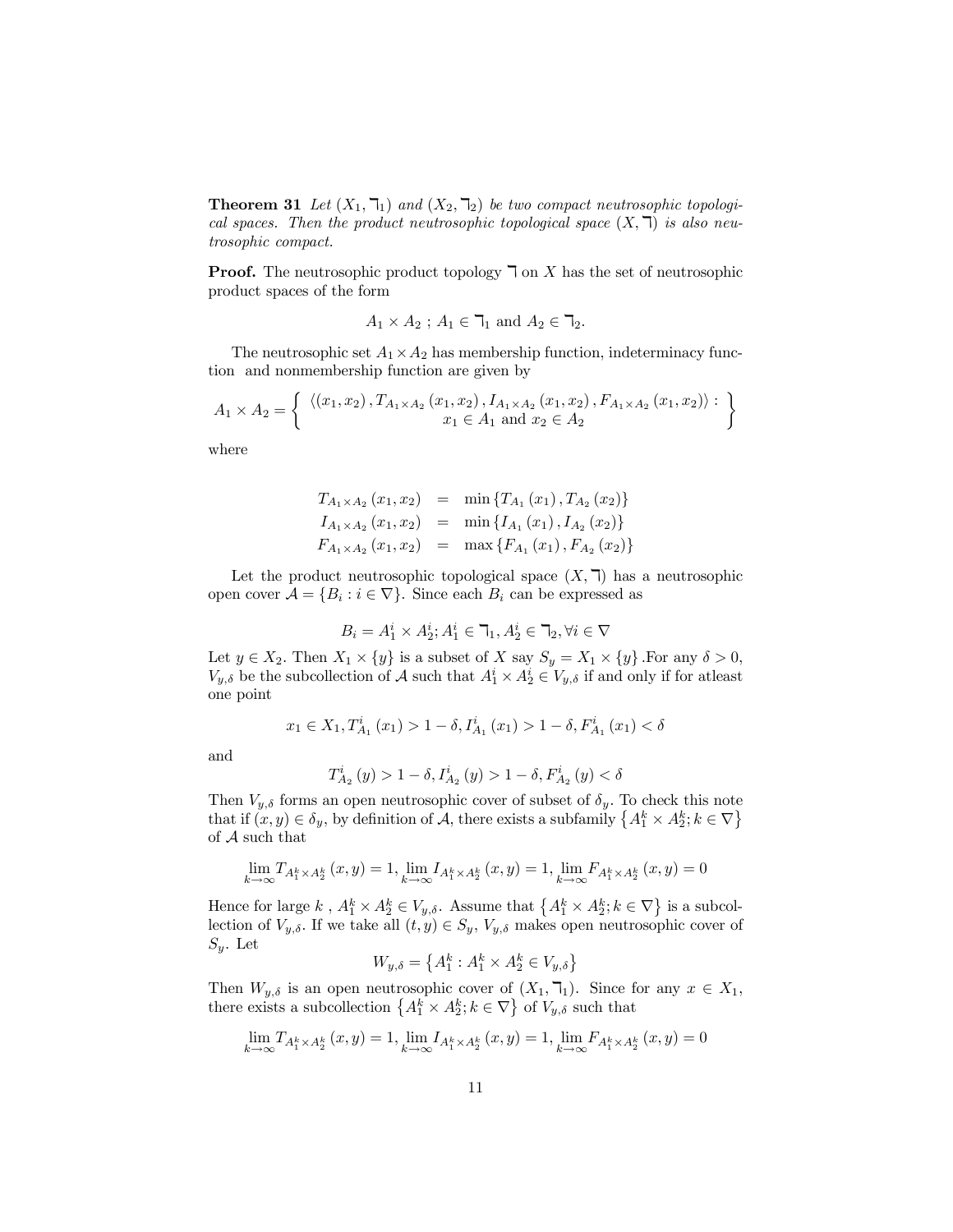**Theorem 31** *Let $(X_1, \daleth_1)$ and $(X_2, \daleth_2)$ be two compact neutrosophic topological spaces. Then the product neutrosophic topological space $(X, \daleth)$ is also neutrosophic compact.*

**Proof.** The neutrosophic product topology $\daleth$ on $X$ has the set of neutrosophic product spaces of the form

$$A_1 \times A_2 \ ; \ A_1 \in \daleth_1 \text{ and } A_2 \in \daleth_2.$$

The neutrosophic set $A_1 \times A_2$ has membership function, indeterminacy function and nonmembership function are given by

$$A_1 \times A_2 = \left\{ \begin{array}{c} \langle (x_1, x_2), T_{A_1 \times A_2}(x_1, x_2), I_{A_1 \times A_2}(x_1, x_2), F_{A_1 \times A_2}(x_1, x_2) \rangle : \\ x_1 \in A_1 \text{ and } x_2 \in A_2 \end{array} \right\}$$

where

$$\begin{aligned} T_{A_1 \times A_2}(x_1, x_2) &= \min \{T_{A_1}(x_1), T_{A_2}(x_2)\} \\ I_{A_1 \times A_2}(x_1, x_2) &= \min \{I_{A_1}(x_1), I_{A_2}(x_2)\} \\ F_{A_1 \times A_2}(x_1, x_2) &= \max \{F_{A_1}(x_1), F_{A_2}(x_2)\} \end{aligned}$$

Let the product neutrosophic topological space $(X, \daleth)$ has a neutrosophic open cover $\mathcal{A} = \{B_i : i \in \nabla\}$. Since each $B_i$ can be expressed as

$$B_i = A_1^i \times A_2^i ; A_1^i \in \daleth_1, A_2^i \in \daleth_2, \forall i \in \nabla$$

Let $y \in X_2$. Then $X_1 \times \{y\}$ is a subset of $X$ say $S_y = X_1 \times \{y\}$ .For any $\delta > 0$, $V_{y,\delta}$ be the subcollection of $\mathcal{A}$ such that $A_1^i \times A_2^i \in V_{y,\delta}$ if and only if for atleast one point

$$x_1 \in X_1, T_{A_1}^i(x_1) > 1 - \delta, I_{A_1}^i(x_1) > 1 - \delta, F_{A_1}^i(x_1) < \delta$$

and

$$T_{A_2}^i(y) > 1 - \delta, I_{A_2}^i(y) > 1 - \delta, F_{A_2}^i(y) < \delta$$

Then $V_{y,\delta}$ forms an open neutrosophic cover of subset of $\delta_y$. To check this note that if $(x, y) \in \delta_y$, by definition of $\mathcal{A}$, there exists a subfamily $\{A_1^k \times A_2^k ; k \in \nabla\}$ of $\mathcal{A}$ such that

$$\lim_{k \to \infty} T_{A_1^k \times A_2^k}(x, y) = 1, \lim_{k \to \infty} I_{A_1^k \times A_2^k}(x, y) = 1, \lim_{k \to \infty} F_{A_1^k \times A_2^k}(x, y) = 0$$

Hence for large $k$ , $A_1^k \times A_2^k \in V_{y,\delta}$. Assume that $\{A_1^k \times A_2^k ; k \in \nabla\}$ is a subcollection of $V_{y,\delta}$. If we take all $(t, y) \in S_y$, $V_{y,\delta}$ makes open neutrosophic cover of $S_y$. Let

$$W_{y,\delta} = \{A_1^k : A_1^k \times A_2^k \in V_{y,\delta}\}$$

Then $W_{y,\delta}$ is an open neutrosophic cover of $(X_1, \daleth_1)$. Since for any $x \in X_1$, there exists a subcollection $\{A_1^k \times A_2^k ; k \in \nabla\}$ of $V_{y,\delta}$ such that

$$\lim_{k \to \infty} T_{A_1^k \times A_2^k}(x, y) = 1, \lim_{k \to \infty} I_{A_1^k \times A_2^k}(x, y) = 1, \lim_{k \to \infty} F_{A_1^k \times A_2^k}(x, y) = 0$$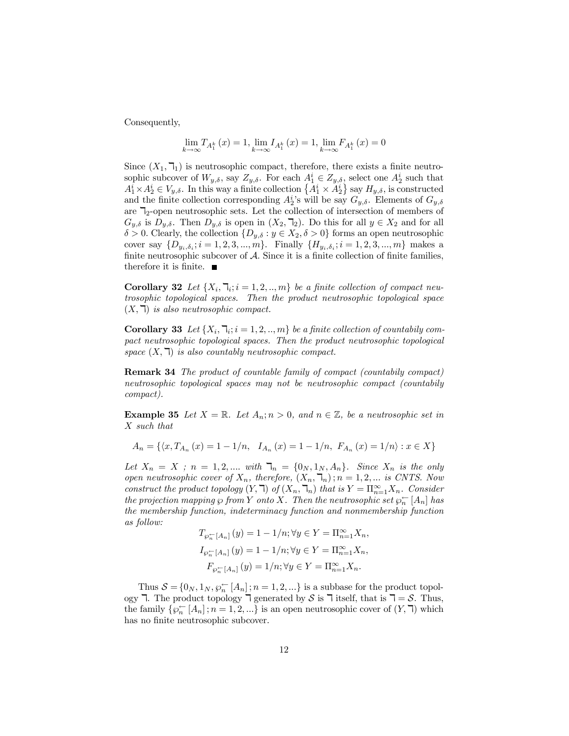Consequently,

$$\lim_{k\to\infty} T_{A_1^k}(x) = 1, \lim_{k\to\infty} I_{A_1^k}(x) = 1, \lim_{k\to\infty} F_{A_1^k}(x) = 0$$

Since $(X_1, \urcorner_1)$ is neutrosophic compact, therefore, there exists a finite neutrosophic subcover of $W_{y,\delta}$, say $Z_{y,\delta}$. For each $A_1^i \in Z_{y,\delta}$, select one $A_2^i$ such that $A_1^i \times A_2^i \in V_{y,\delta}$. In this way a finite collection $\{A_1^i \times A_2^i\}$ say $H_{y,\delta}$, is constructed and the finite collection corresponding $A_2^i$'s will be say $G_{y,\delta}$. Elements of $G_{y,\delta}$ are $\urcorner_2$-open neutrosophic sets. Let the collection of intersection of members of $G_{y,\delta}$ is $D_{y,\delta}$. Then $D_{y,\delta}$ is open in $(X_2, \urcorner_2)$. Do this for all $y \in X_2$ and for all $\delta > 0$. Clearly, the collection $\{D_{y,\delta} : y \in X_2, \delta > 0\}$ forms an open neutrosophic cover say $\{D_{y_i,\delta_i}; i = 1, 2, 3, ..., m\}$. Finally $\{H_{y_i,\delta_i}; i = 1, 2, 3, ..., m\}$ makes a finite neutrosophic subcover of $\mathcal{A}$. Since it is a finite collection of finite families, therefore it is finite. ■

**Corollary 32** *Let $\{X_i, \urcorner_i; i = 1, 2, .., m\}$ be a finite collection of compact neutrosophic topological spaces. Then the product neutrosophic topological space $(X, \urcorner)$ is also neutrosophic compact.*

**Corollary 33** *Let $\{X_i, \urcorner_i; i = 1, 2, .., m\}$ be a finite collection of countabily compact neutrosophic topological spaces. Then the product neutrosophic topological space $(X, \urcorner)$ is also countably neutrosophic compact.*

**Remark 34** *The product of countable family of compact (countabily compact) neutrosophic topological spaces may not be neutrosophic compact (countabily compact).*

**Example 35** *Let $X = \mathbb{R}$. Let $A_n; n > 0$, and $n \in \mathbb{Z}$, be a neutrosophic set in $X$ such that*

$$A_n = \{\langle x, T_{A_n}(x) = 1 - 1/n, \quad I_{A_n}(x) = 1 - 1/n, \; F_{A_n}(x) = 1/n\rangle : x \in X\}$$

*Let $X_n = X$ ; $n = 1, 2, ....$ with $\urcorner_n = \{0_N, 1_N, A_n\}$. Since $X_n$ is the only open neutrosophic cover of $X_n$, therefore, $(X_n, \urcorner_n); n = 1, 2, ...$ is CNTS. Now construct the product topology $(Y, \urcorner)$ of $(X_n, \urcorner_n)$ that is $Y = \Pi_{n=1}^{\infty} X_n$. Consider the projection mapping $\wp$ from $Y$ onto $X$. Then the neutrosophic set $\wp_n^{\leftarrow}[A_n]$ has the membership function, indeterminacy function and nonmembership function as follow:*

$$T_{\wp_n^{\leftarrow}[A_n]}(y) = 1 - 1/n; \forall y \in Y = \Pi_{n=1}^{\infty} X_n,$$

$$I_{\wp_n^{\leftarrow}[A_n]}(y) = 1 - 1/n; \forall y \in Y = \Pi_{n=1}^{\infty} X_n,$$

$$F_{\wp_n^{\leftarrow}[A_n]}(y) = 1/n; \forall y \in Y = \Pi_{n=1}^{\infty} X_n.$$

Thus $\mathcal{S} = \{0_N, 1_N, \wp_n^{\leftarrow}[A_n]; n = 1, 2, ...\}$ is a subbase for the product topology $\urcorner$. The product topology $\urcorner$ generated by $\mathcal{S}$ is $\urcorner$ itself, that is $\urcorner = \mathcal{S}$. Thus, the family $\{\wp_n^{\leftarrow}[A_n]; n = 1, 2, ...\}$ is an open neutrosophic cover of $(Y, \urcorner)$ which has no finite neutrosophic subcover.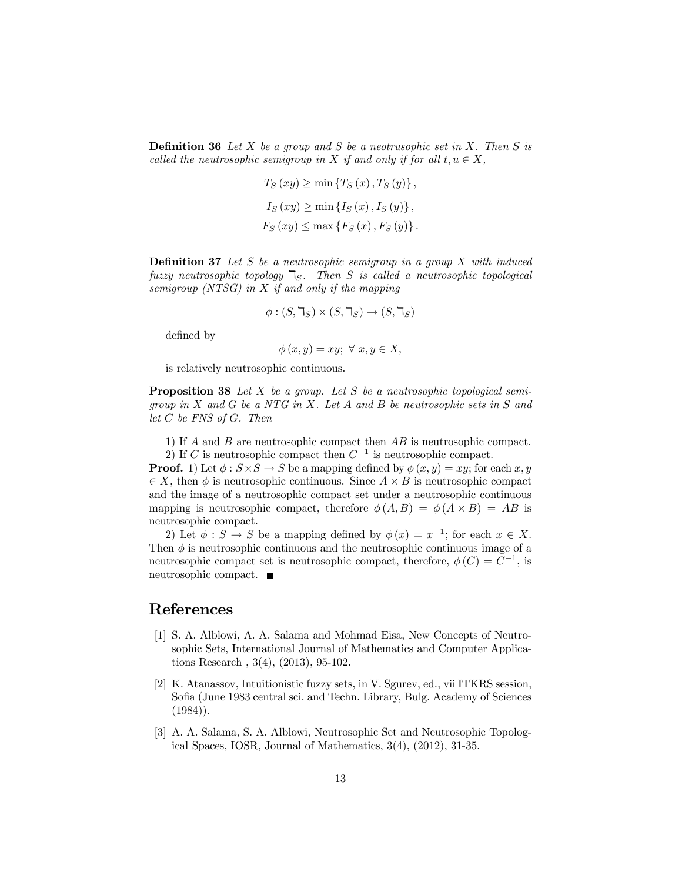**Definition 36** *Let $X$ be a group and $S$ be a neotrusophic set in $X$. Then $S$ is called the neutrosophic semigroup in $X$ if and only if for all $t, u \in X$,*

$$T_S(xy) \geq \min\{T_S(x), T_S(y)\},$$

$$I_S(xy) \geq \min\{I_S(x), I_S(y)\},$$

$$F_S(xy) \leq \max\{F_S(x), F_S(y)\}.$$

**Definition 37** *Let $S$ be a neutrosophic semigroup in a group $X$ with induced fuzzy neutrosophic topology $\urcorner_S$. Then $S$ is called a neutrosophic topological semigroup (NTSG) in $X$ if and only if the mapping*

$$\phi : (S, \urcorner_S) \times (S, \urcorner_S) \to (S, \urcorner_S)$$

defined by

$$\phi(x, y) = xy; \ \forall \ x, y \in X,$$

is relatively neutrosophic continuous.

**Proposition 38** *Let $X$ be a group. Let $S$ be a neutrosophic topological semigroup in $X$ and $G$ be a NTG in $X$. Let $A$ and $B$ be neutrosophic sets in $S$ and let $C$ be FNS of $G$. Then*

1) If $A$ and $B$ are neutrosophic compact then $AB$ is neutrosophic compact.
2) If $C$ is neutrosophic compact then $C^{-1}$ is neutrosophic compact.

**Proof.** 1) Let $\phi : S \times S \to S$ be a mapping defined by $\phi(x, y) = xy$; for each $x, y \in X$, then $\phi$ is neutrosophic continuous. Since $A \times B$ is neutrosophic compact and the image of a neutrosophic compact set under a neutrosophic continuous mapping is neutrosophic compact, therefore $\phi(A, B) = \phi(A \times B) = AB$ is neutrosophic compact.

2) Let $\phi : S \to S$ be a mapping defined by $\phi(x) = x^{-1}$; for each $x \in X$. Then $\phi$ is neutrosophic continuous and the neutrosophic continuous image of a neutrosophic compact set is neutrosophic compact, therefore, $\phi(C) = C^{-1}$, is neutrosophic compact. ■

# References

[1] S. A. Alblowi, A. A. Salama and Mohmad Eisa, New Concepts of Neutrosophic Sets, International Journal of Mathematics and Computer Applications Research , 3(4), (2013), 95-102.

[2] K. Atanassov, Intuitionistic fuzzy sets, in V. Sgurev, ed., vii ITKRS session, Sofia (June 1983 central sci. and Techn. Library, Bulg. Academy of Sciences (1984)).

[3] A. A. Salama, S. A. Alblowi, Neutrosophic Set and Neutrosophic Topological Spaces, IOSR, Journal of Mathematics, 3(4), (2012), 31-35.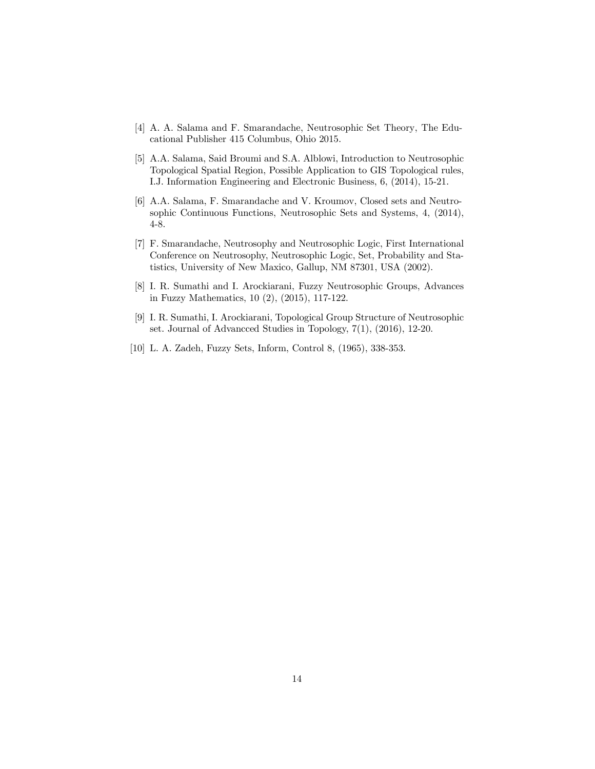[4] A. A. Salama and F. Smarandache, Neutrosophic Set Theory, The Educational Publisher 415 Columbus, Ohio 2015.

[5] A.A. Salama, Said Broumi and S.A. Alblowi, Introduction to Neutrosophic Topological Spatial Region, Possible Application to GIS Topological rules, I.J. Information Engineering and Electronic Business, 6, (2014), 15-21.

[6] A.A. Salama, F. Smarandache and V. Kroumov, Closed sets and Neutrosophic Continuous Functions, Neutrosophic Sets and Systems, 4, (2014), 4-8.

[7] F. Smarandache, Neutrosophy and Neutrosophic Logic, First International Conference on Neutrosophy, Neutrosophic Logic, Set, Probability and Statistics, University of New Maxico, Gallup, NM 87301, USA (2002).

[8] I. R. Sumathi and I. Arockiarani, Fuzzy Neutrosophic Groups, Advances in Fuzzy Mathematics, 10 (2), (2015), 117-122.

[9] I. R. Sumathi, I. Arockiarani, Topological Group Structure of Neutrosophic set. Journal of Advancced Studies in Topology, 7(1), (2016), 12-20.

[10] L. A. Zadeh, Fuzzy Sets, Inform, Control 8, (1965), 338-353.